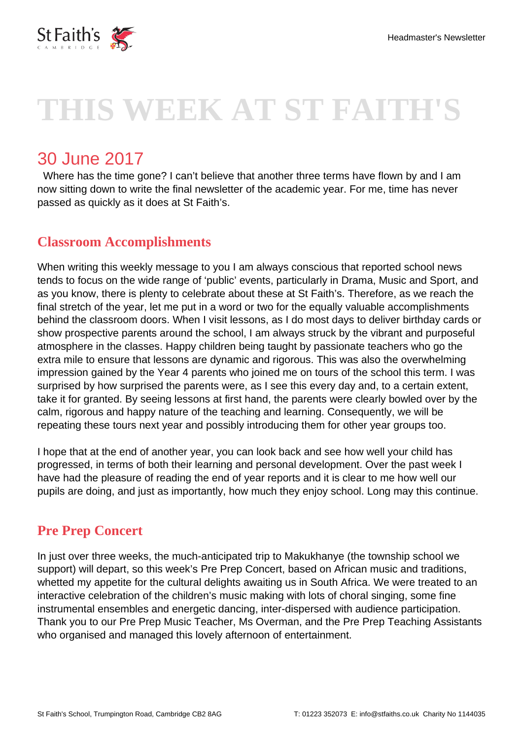# THIS WEEK AT ST FAITH'S

## 30 June 2017

Where has the time gone? I can't believe that another three terms have flown by and I am now sitting down to write the final newsletter of the academic year. For me, time has never passed as quickly as it does at St Faith's.

### Classroom Accomplishments

When writing this weekly message to you I am always conscious that reported school news tends to focus on the wide range of 'public' events, particularly in Drama, Music and Sport, and as you know, there is plenty to celebrate about these at St Faith's. Therefore, as we reach the final stretch of the year, let me put in a word or two for the equally valuable accomplishments behind the classroom doors. When I visit lessons, as I do most days to deliver birthday cards or show prospective parents around the school, I am always struck by the vibrant and purposeful atmosphere in the classes. Happy children being taught by passionate teachers who go the extra mile to ensure that lessons are dynamic and rigorous. This was also the overwhelming impression gained by the Year 4 parents who joined me on tours of the school this term. I was surprised by how surprised the parents were, as I see this every day and, to a certain extent, take it for granted. By seeing lessons at first hand, the parents were clearly bowled over by the calm, rigorous and happy nature of the teaching and learning. Consequently, we will be repeating these tours next year and possibly introducing them for other year groups too.

I hope that at the end of another year, you can look back and see how well your child has progressed, in terms of both their learning and personal development. Over the past week I have had the pleasure of reading the end of year reports and it is clear to me how well our pupils are doing, and just as importantly, how much they enjoy school. Long may this continue.

### Pre Prep Concert

In just over three weeks, the much-anticipated trip to Makukhanye (the township school we support) will depart, so this week's Pre Prep Concert, based on African music and traditions, whetted my appetite for the cultural delights awaiting us in South Africa. We were treated to an interactive celebration of the children's music making with lots of choral singing, some fine instrumental ensembles and energetic dancing, inter-dispersed with audience participation. Thank you to our Pre Prep Music Teacher, Ms Overman, and the Pre Prep Teaching Assistants who organised and managed this lovely afternoon of entertainment.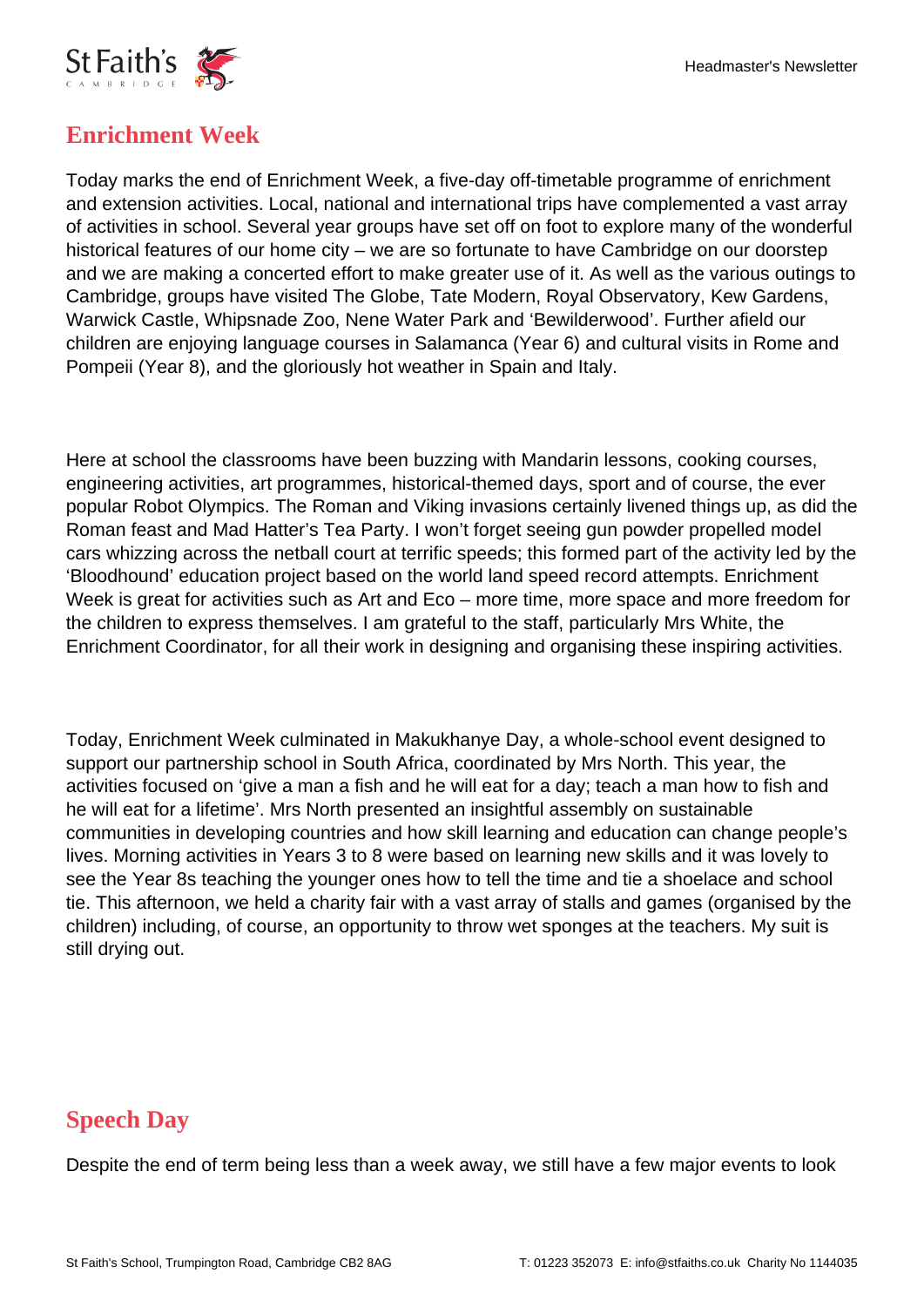## Enrichment Week

Today marks the end of Enrichment Week, a five-day off-timetable programme of enrichment and extension activities. Local, national and international trips have complemented a vast array of activities in school. Several year groups have set off on foot to explore many of the wonderful historical features of our home city – we are so fortunate to have Cambridge on our doorstep and we are making a concerted effort to make greater use of it. As well as the various outings to Cambridge, groups have visited The Globe, Tate Modern, Royal Observatory, Kew Gardens, Warwick Castle, Whipsnade Zoo, Nene Water Park and 'Bewilderwood'. Further afield our children are enjoying language courses in Salamanca (Year 6) and cultural visits in Rome and Pompeii (Year 8), and the gloriously hot weather in Spain and Italy.

Here at school the classrooms have been buzzing with Mandarin lessons, cooking courses, engineering activities, art programmes, historical-themed days, sport and of course, the ever popular Robot Olympics. The Roman and Viking invasions certainly livened things up, as did the Roman feast and Mad Hatter's Tea Party. I won't forget seeing gun powder propelled model cars whizzing across the netball court at terrific speeds; this formed part of the activity led by the 'Bloodhound' education project based on the world land speed record attempts. Enrichment Week is great for activities such as Art and Eco – more time, more space and more freedom for the children to express themselves. I am grateful to the staff, particularly Mrs White, the Enrichment Coordinator, for all their work in designing and organising these inspiring activities.

Today, Enrichment Week culminated in Makukhanye Day, a whole-school event designed to support our partnership school in South Africa, coordinated by Mrs North. This year, the activities focused on 'give a man a fish and he will eat for a day; teach a man how to fish and he will eat for a lifetime'. Mrs North presented an insightful assembly on sustainable communities in developing countries and how skill learning and education can change people's lives. Morning activities in Years 3 to 8 were based on learning new skills and it was lovely to see the Year 8s teaching the younger ones how to tell the time and tie a shoelace and school tie. This afternoon, we held a charity fair with a vast array of stalls and games (organised by the children) including, of course, an opportunity to throw wet sponges at the teachers. My suit is still drying out.

## Speech Day

Despite the end of term being less than a week away, we still have a few major events to look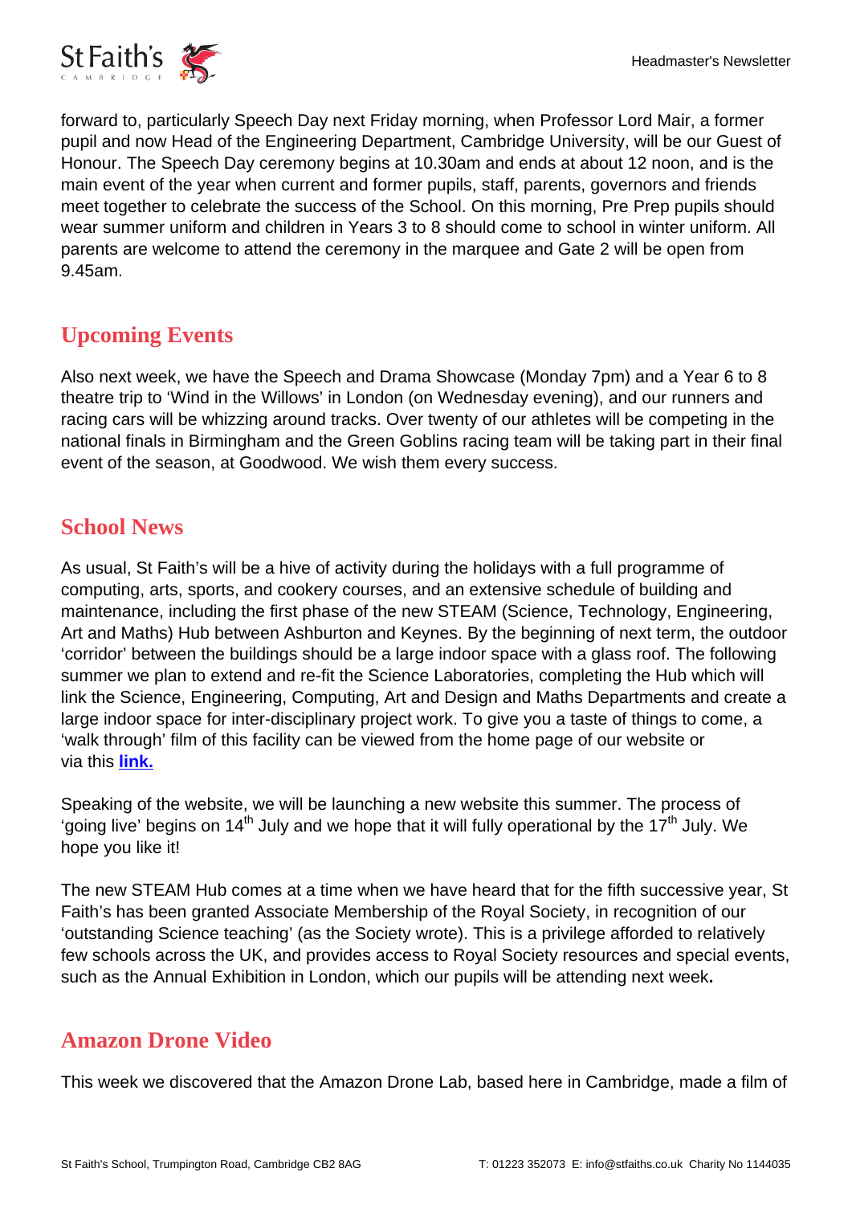forward to, particularly Speech Day next Friday morning, when Professor Lord Mair, a former pupil and now Head of the Engineering Department, Cambridge University, will be our Guest of Honour. The Speech Day ceremony begins at 10.30am and ends at about 12 noon, and is the main event of the year when current and former pupils, staff, parents, governors and friends meet together to celebrate the success of the School. On this morning, Pre Prep pupils should wear summer uniform and children in Years 3 to 8 should come to school in winter uniform. All parents are welcome to attend the ceremony in the marquee and Gate 2 will be open from 9.45am.

## Upcoming Events

Also next week, we have the Speech and Drama Showcase (Monday 7pm) and a Year 6 to 8 theatre trip to 'Wind in the Willows' in London (on Wednesday evening), and our runners and racing cars will be whizzing around tracks. Over twenty of our athletes will be competing in the national finals in Birmingham and the Green Goblins racing team will be taking part in their final event of the season, at Goodwood. We wish them every success.

## School News

As usual, St Faith's will be a hive of activity during the holidays with a full programme of computing, arts, sports, and cookery courses, and an extensive schedule of building and maintenance, including the first phase of the new STEAM (Science, Technology, Engineering, Art and Maths) Hub between Ashburton and Keynes. By the beginning of next term, the outdoor 'corridor' between the buildings should be a large indoor space with a glass roof. The following summer we plan to extend and re-fit the Science Laboratories, completing the Hub which will link the Science, Engineering, Computing, Art and Design and Maths Departments and create a large indoor space for inter-disciplinary project work. To give you a taste of things to come, a 'walk through' film of this facility can be viewed from the home page of our website or via this **link.**

Speaking of the website, we will be launching a new website this summer. The process of 'going live' begins on 14th July and we hope that it will fully operational by the 17th July. We hope you like it!

The new STEAM Hub comes at a time when we have heard that for the fifth successive year, St Faith's has been granted Associate Membership of the Royal Society, in recognition of our 'outstanding Science teaching' (as the Society wrote). This is a privilege afforded to relatively few schools across the UK, and provides access to Royal Society resources and special events, such as the Annual Exhibition in London, which our pupils will be attending next week**.**

## Amazon Drone Video

This week we discovered that the Amazon Drone Lab, based here in Cambridge, made a film of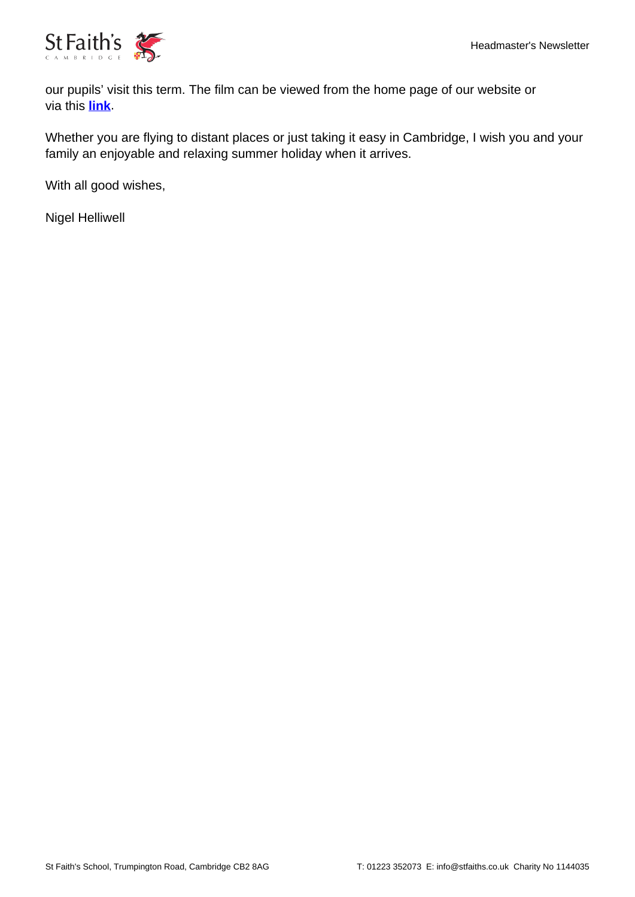our pupils' visit this term. The film can be viewed from the home page of our website or via this **link**.

Whether you are flying to distant places or just taking it easy in Cambridge, I wish you and your family an enjoyable and relaxing summer holiday when it arrives.

With all good wishes,

Nigel Helliwell